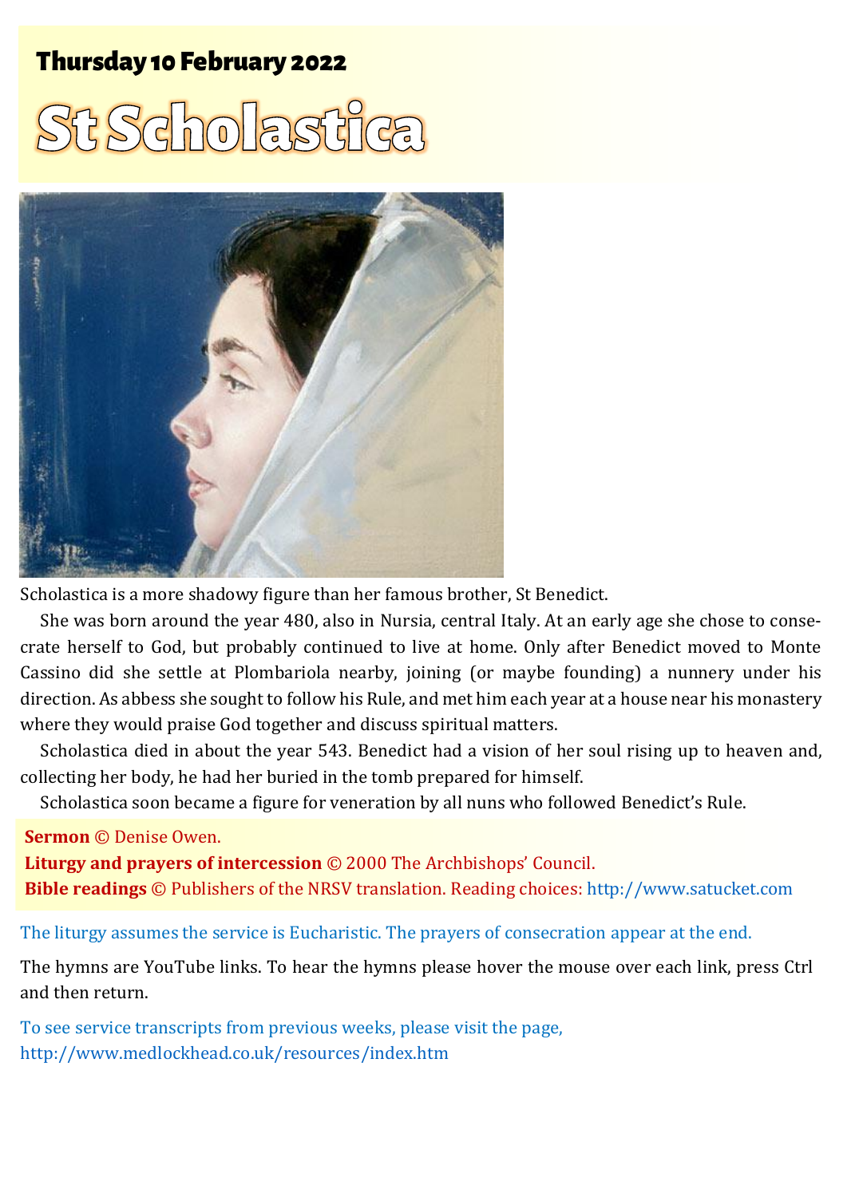**Thursday 10 February 2022**

# St Scholastica

Scholastica is a more shadowy figure than her famous brother, St Benedict.

She was born around the year 480, also in Nursia, central Italy. At an early age she chose to consecrate herself to God, but probably continued to live at home. Only after Benedict moved to Monte Cassino did she settle at Plombariola nearby, joining (or maybe founding) a nunnery under his direction. As abbess she sought to follow his Rule, and met him each year at a house near his monastery where they would praise God together and discuss spiritual matters.

Scholastica died in about the year 543. Benedict had a vision of her soul rising up to heaven and, collecting her body, he had her buried in the tomb prepared for himself.

Scholastica soon became a figure for veneration by all nuns who followed Benedict's Rule.

**Sermon** © Denise Owen.
**Liturgy and prayers of intercession** © 2000 The Archbishops' Council.
**Bible readings** © Publishers of the NRSV translation. Reading choices: http://www.satucket.com

The liturgy assumes the service is Eucharistic. The prayers of consecration appear at the end.

The hymns are YouTube links. To hear the hymns please hover the mouse over each link, press Ctrl and then return.

To see service transcripts from previous weeks, please visit the page, http://www.medlockhead.co.uk/resources/index.htm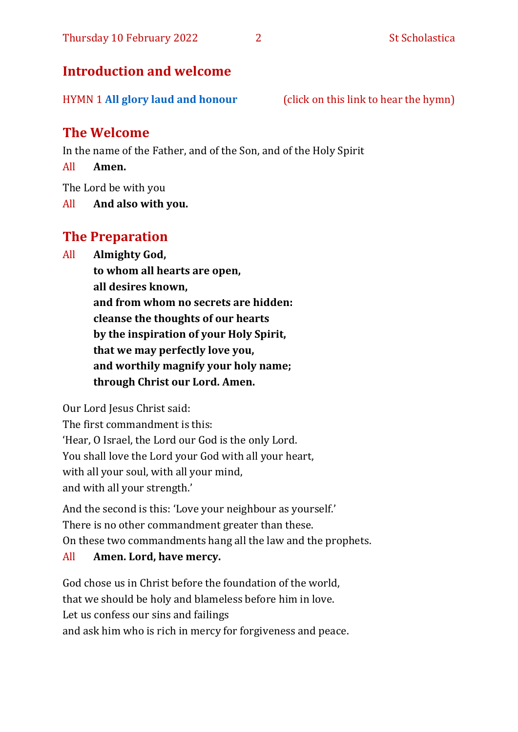## Introduction and welcome

HYMN 1 **All glory laud and honour** (click on this link to hear the hymn)

## The Welcome

In the name of the Father, and of the Son, and of the Holy Spirit

All **Amen.**

The Lord be with you

All **And also with you.**

## The Preparation

All **Almighty God,**
**to whom all hearts are open,**
**all desires known,**
**and from whom no secrets are hidden:**
**cleanse the thoughts of our hearts**
**by the inspiration of your Holy Spirit,**
**that we may perfectly love you,**
**and worthily magnify your holy name;**
**through Christ our Lord. Amen.**

Our Lord Jesus Christ said:
The first commandment is this:
'Hear, O Israel, the Lord our God is the only Lord.
You shall love the Lord your God with all your heart,
with all your soul, with all your mind,
and with all your strength.'

And the second is this: 'Love your neighbour as yourself.'
There is no other commandment greater than these.
On these two commandments hang all the law and the prophets.

All **Amen. Lord, have mercy.**

God chose us in Christ before the foundation of the world,
that we should be holy and blameless before him in love.
Let us confess our sins and failings
and ask him who is rich in mercy for forgiveness and peace.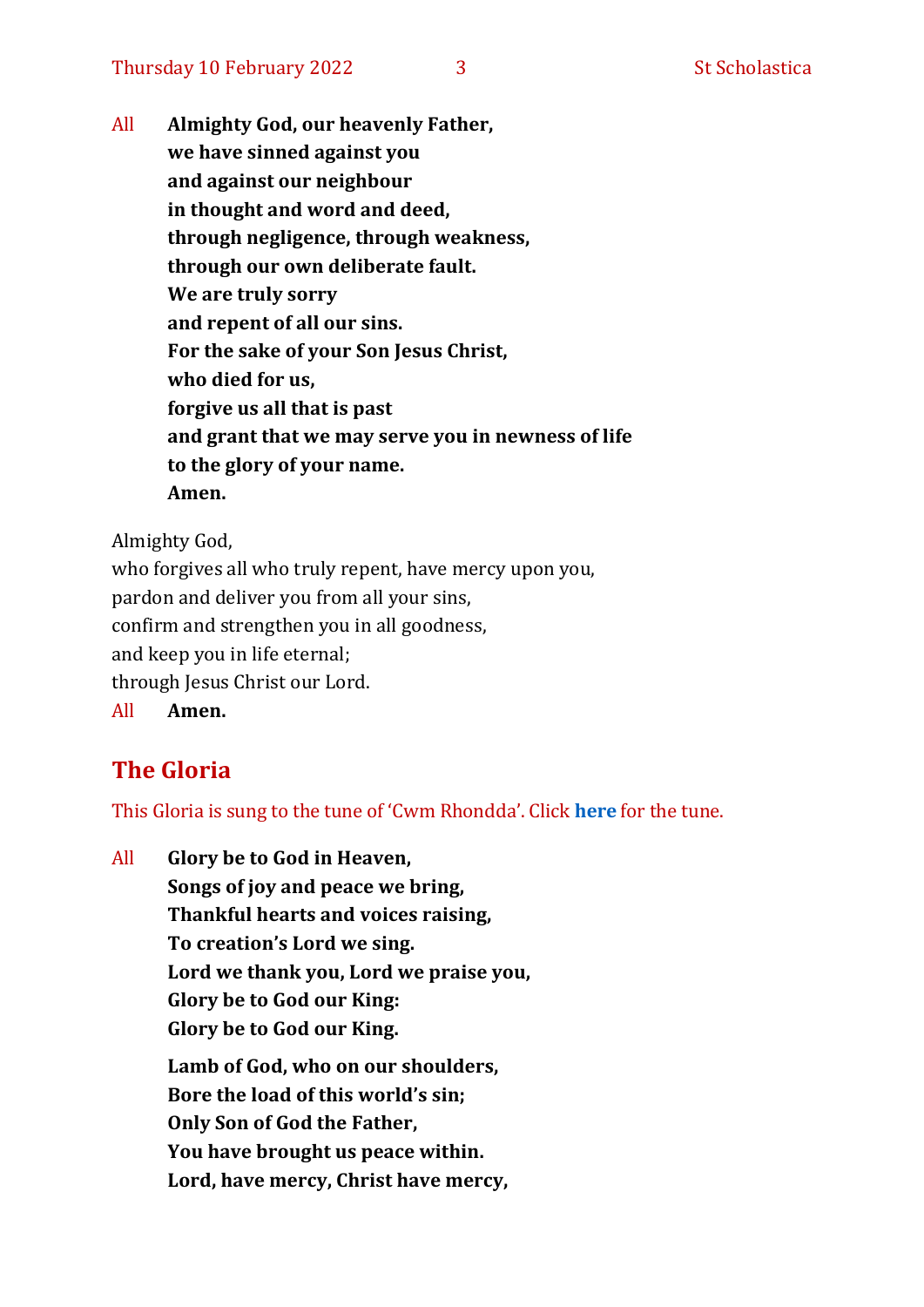All **Almighty God, our heavenly Father,**
**we have sinned against you**
**and against our neighbour**
**in thought and word and deed,**
**through negligence, through weakness,**
**through our own deliberate fault.**
**We are truly sorry**
**and repent of all our sins.**
**For the sake of your Son Jesus Christ,**
**who died for us,**
**forgive us all that is past**
**and grant that we may serve you in newness of life**
**to the glory of your name.**
**Amen.**

Almighty God,
who forgives all who truly repent, have mercy upon you,
pardon and deliver you from all your sins,
confirm and strengthen you in all goodness,
and keep you in life eternal;
through Jesus Christ our Lord.
All **Amen.**

## The Gloria

This Gloria is sung to the tune of 'Cwm Rhondda'. Click **here** for the tune.

All **Glory be to God in Heaven,**
**Songs of joy and peace we bring,**
**Thankful hearts and voices raising,**
**To creation's Lord we sing.**
**Lord we thank you, Lord we praise you,**
**Glory be to God our King:**
**Glory be to God our King.**

**Lamb of God, who on our shoulders,**
**Bore the load of this world's sin;**
**Only Son of God the Father,**
**You have brought us peace within.**
**Lord, have mercy, Christ have mercy,**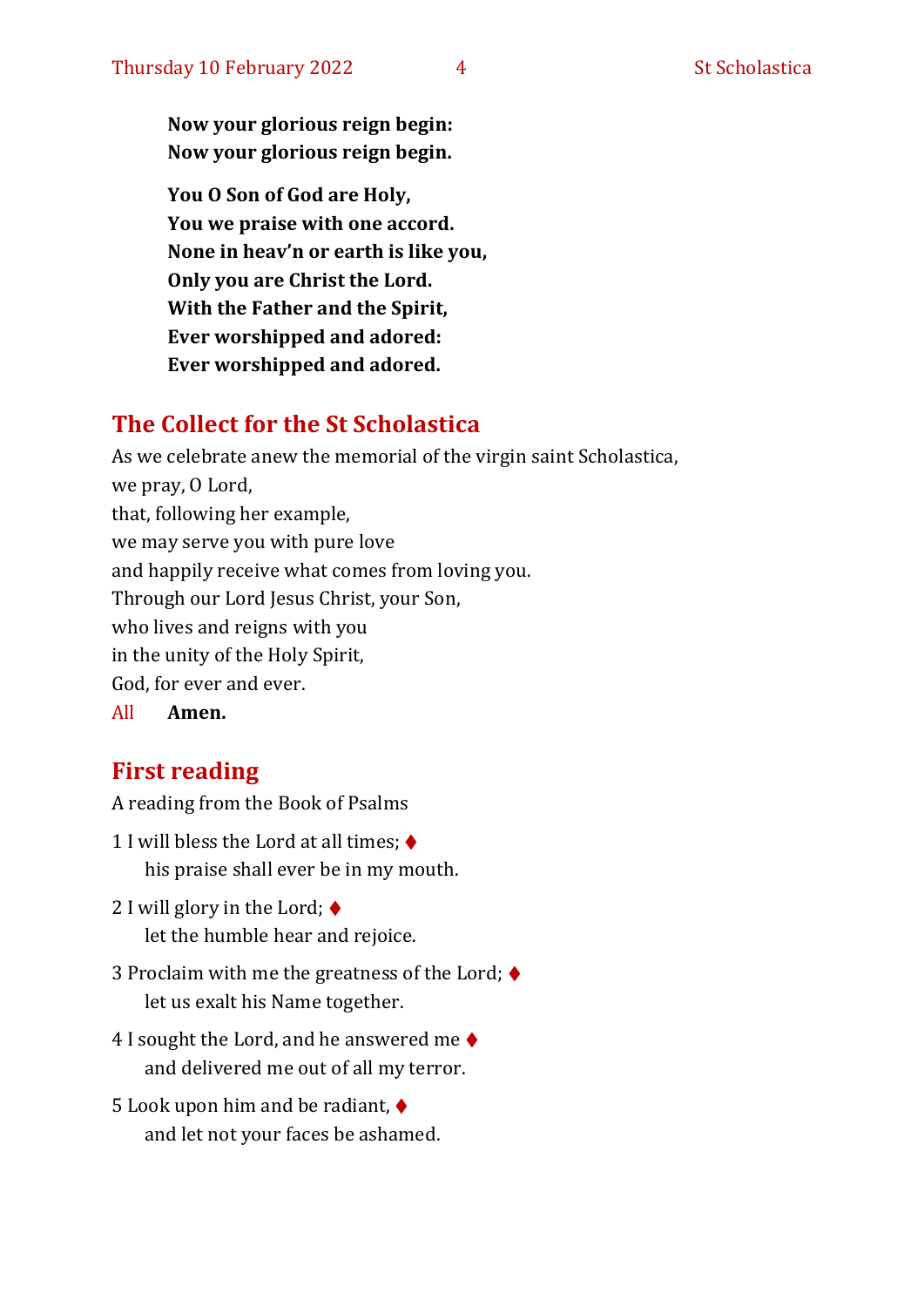**Now your glorious reign begin:**
**Now your glorious reign begin.**

**You O Son of God are Holy,**
**You we praise with one accord.**
**None in heav'n or earth is like you,**
**Only you are Christ the Lord.**
**With the Father and the Spirit,**
**Ever worshipped and adored:**
**Ever worshipped and adored.**

## The Collect for the St Scholastica

As we celebrate anew the memorial of the virgin saint Scholastica,
we pray, O Lord,
that, following her example,
we may serve you with pure love
and happily receive what comes from loving you.
Through our Lord Jesus Christ, your Son,
who lives and reigns with you
in the unity of the Holy Spirit,
God, for ever and ever.
All **Amen.**

## First reading

A reading from the Book of Psalms

1 I will bless the Lord at all times; ♦
his praise shall ever be in my mouth.

2 I will glory in the Lord; ♦
let the humble hear and rejoice.

3 Proclaim with me the greatness of the Lord; ♦
let us exalt his Name together.

4 I sought the Lord, and he answered me ♦
and delivered me out of all my terror.

5 Look upon him and be radiant, ♦
and let not your faces be ashamed.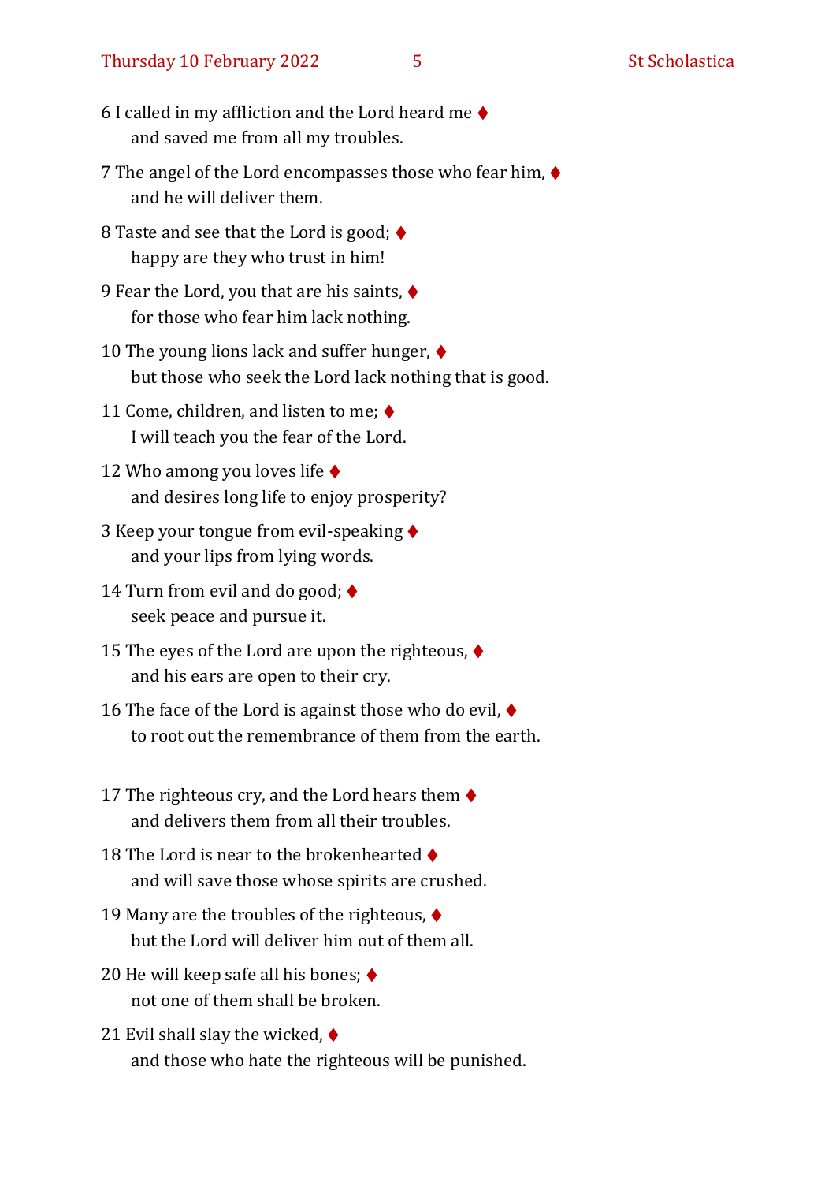6 I called in my affliction and the Lord heard me ♦
  and saved me from all my troubles.

7 The angel of the Lord encompasses those who fear him, ♦
  and he will deliver them.

8 Taste and see that the Lord is good; ♦
  happy are they who trust in him!

9 Fear the Lord, you that are his saints, ♦
  for those who fear him lack nothing.

10 The young lions lack and suffer hunger, ♦
  but those who seek the Lord lack nothing that is good.

11 Come, children, and listen to me; ♦
  I will teach you the fear of the Lord.

12 Who among you loves life ♦
  and desires long life to enjoy prosperity?

3 Keep your tongue from evil-speaking ♦
  and your lips from lying words.

14 Turn from evil and do good; ♦
  seek peace and pursue it.

15 The eyes of the Lord are upon the righteous, ♦
  and his ears are open to their cry.

16 The face of the Lord is against those who do evil, ♦
  to root out the remembrance of them from the earth.

17 The righteous cry, and the Lord hears them ♦
  and delivers them from all their troubles.

18 The Lord is near to the brokenhearted ♦
  and will save those whose spirits are crushed.

19 Many are the troubles of the righteous, ♦
  but the Lord will deliver him out of them all.

20 He will keep safe all his bones; ♦
  not one of them shall be broken.

21 Evil shall slay the wicked, ♦
  and those who hate the righteous will be punished.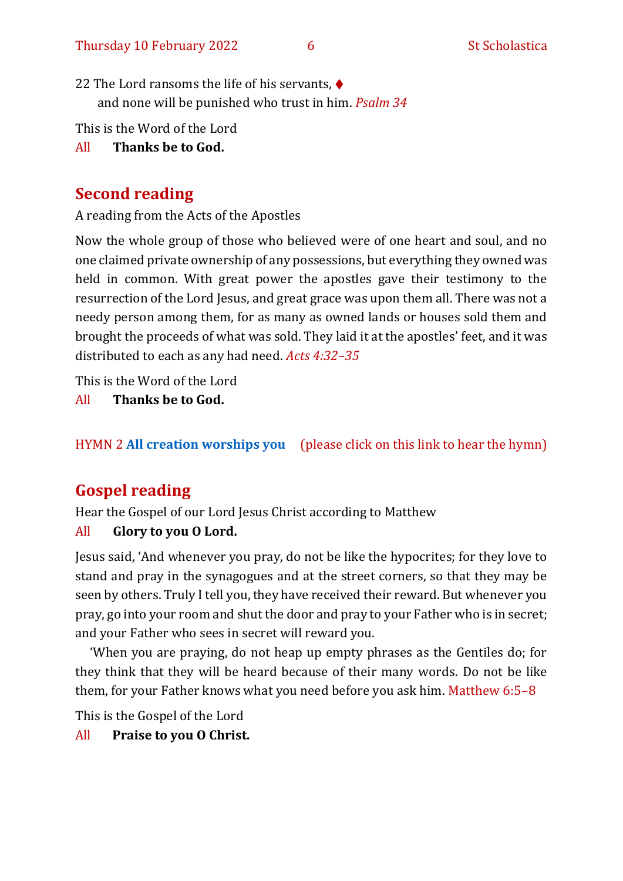22 The Lord ransoms the life of his servants, ♦
  and none will be punished who trust in him. *Psalm 34*

This is the Word of the Lord

All **Thanks be to God.**

## Second reading

A reading from the Acts of the Apostles

Now the whole group of those who believed were of one heart and soul, and no one claimed private ownership of any possessions, but everything they owned was held in common. With great power the apostles gave their testimony to the resurrection of the Lord Jesus, and great grace was upon them all. There was not a needy person among them, for as many as owned lands or houses sold them and brought the proceeds of what was sold. They laid it at the apostles' feet, and it was distributed to each as any had need. *Acts 4:32–35*

This is the Word of the Lord

All **Thanks be to God.**

HYMN 2 **All creation worships you** (please click on this link to hear the hymn)

## Gospel reading

Hear the Gospel of our Lord Jesus Christ according to Matthew

All **Glory to you O Lord.**

Jesus said, 'And whenever you pray, do not be like the hypocrites; for they love to stand and pray in the synagogues and at the street corners, so that they may be seen by others. Truly I tell you, they have received their reward. But whenever you pray, go into your room and shut the door and pray to your Father who is in secret; and your Father who sees in secret will reward you.

'When you are praying, do not heap up empty phrases as the Gentiles do; for they think that they will be heard because of their many words. Do not be like them, for your Father knows what you need before you ask him. Matthew 6:5–8

This is the Gospel of the Lord

All **Praise to you O Christ.**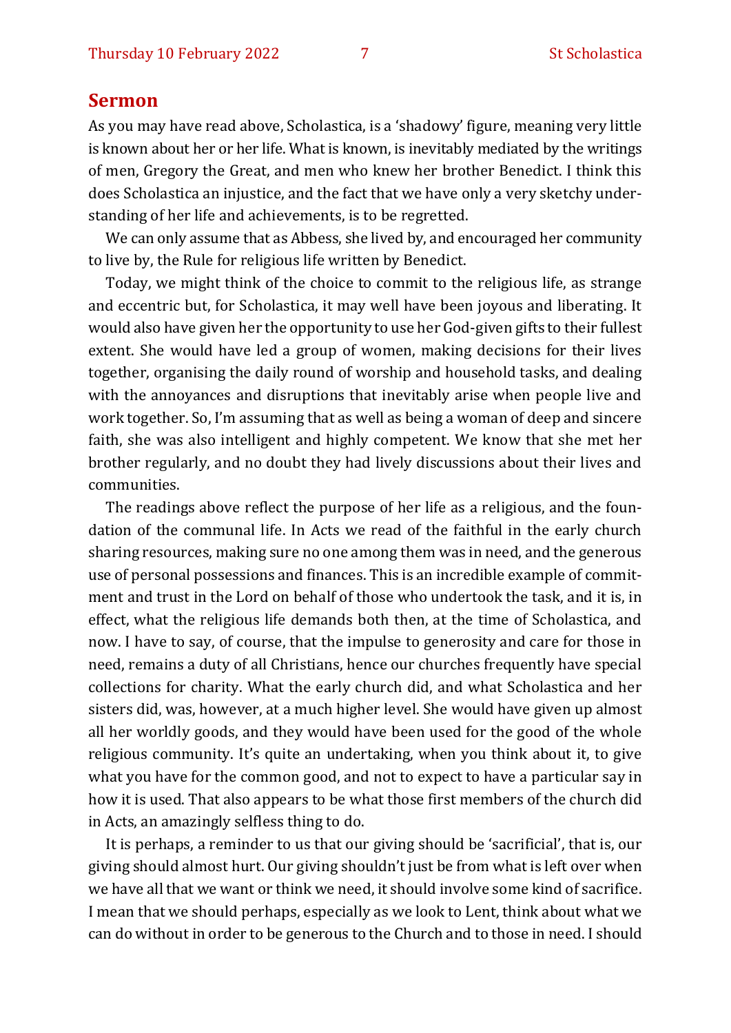## Sermon

As you may have read above, Scholastica, is a 'shadowy' figure, meaning very little is known about her or her life. What is known, is inevitably mediated by the writings of men, Gregory the Great, and men who knew her brother Benedict. I think this does Scholastica an injustice, and the fact that we have only a very sketchy understanding of her life and achievements, is to be regretted.

We can only assume that as Abbess, she lived by, and encouraged her community to live by, the Rule for religious life written by Benedict.

Today, we might think of the choice to commit to the religious life, as strange and eccentric but, for Scholastica, it may well have been joyous and liberating. It would also have given her the opportunity to use her God-given gifts to their fullest extent. She would have led a group of women, making decisions for their lives together, organising the daily round of worship and household tasks, and dealing with the annoyances and disruptions that inevitably arise when people live and work together. So, I'm assuming that as well as being a woman of deep and sincere faith, she was also intelligent and highly competent. We know that she met her brother regularly, and no doubt they had lively discussions about their lives and communities.

The readings above reflect the purpose of her life as a religious, and the foundation of the communal life. In Acts we read of the faithful in the early church sharing resources, making sure no one among them was in need, and the generous use of personal possessions and finances. This is an incredible example of commitment and trust in the Lord on behalf of those who undertook the task, and it is, in effect, what the religious life demands both then, at the time of Scholastica, and now. I have to say, of course, that the impulse to generosity and care for those in need, remains a duty of all Christians, hence our churches frequently have special collections for charity. What the early church did, and what Scholastica and her sisters did, was, however, at a much higher level. She would have given up almost all her worldly goods, and they would have been used for the good of the whole religious community. It's quite an undertaking, when you think about it, to give what you have for the common good, and not to expect to have a particular say in how it is used. That also appears to be what those first members of the church did in Acts, an amazingly selfless thing to do.

It is perhaps, a reminder to us that our giving should be 'sacrificial', that is, our giving should almost hurt. Our giving shouldn't just be from what is left over when we have all that we want or think we need, it should involve some kind of sacrifice. I mean that we should perhaps, especially as we look to Lent, think about what we can do without in order to be generous to the Church and to those in need. I should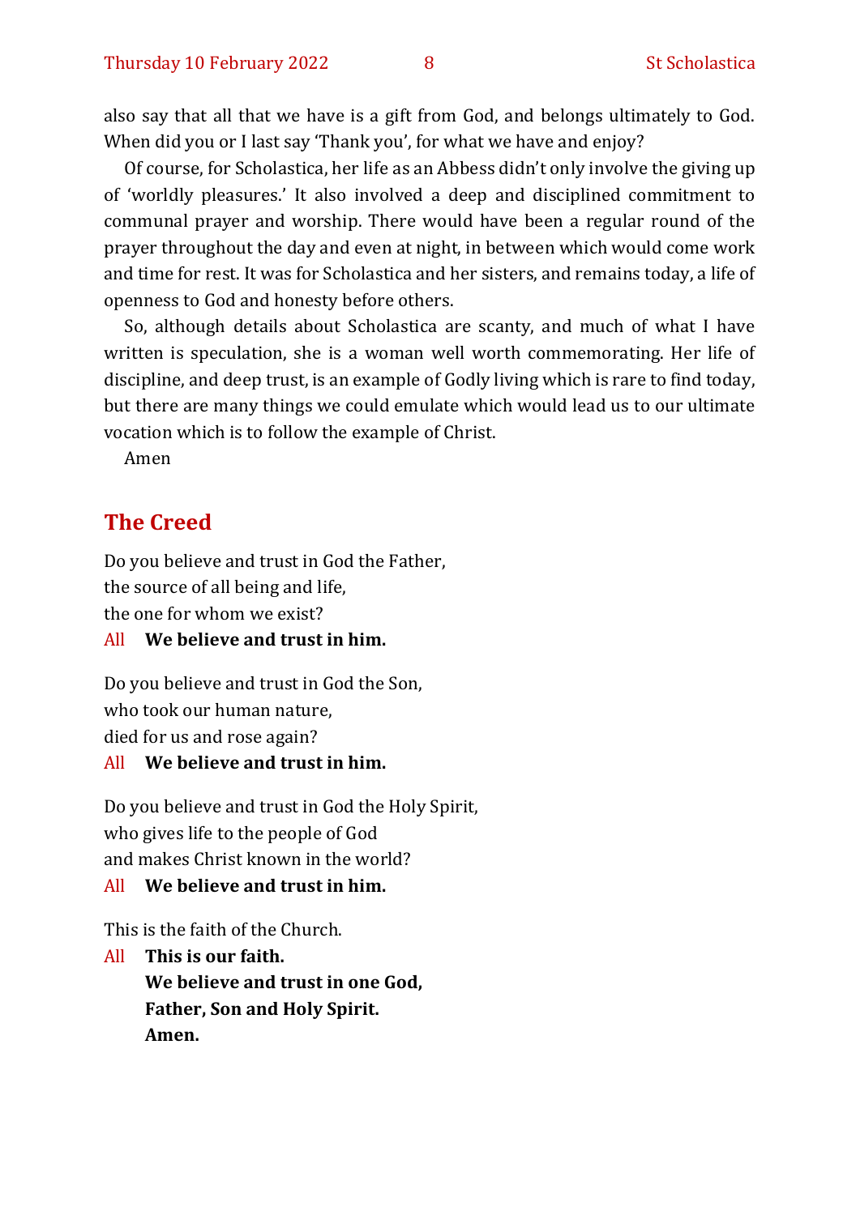also say that all that we have is a gift from God, and belongs ultimately to God. When did you or I last say 'Thank you', for what we have and enjoy?

Of course, for Scholastica, her life as an Abbess didn't only involve the giving up of 'worldly pleasures.' It also involved a deep and disciplined commitment to communal prayer and worship. There would have been a regular round of the prayer throughout the day and even at night, in between which would come work and time for rest. It was for Scholastica and her sisters, and remains today, a life of openness to God and honesty before others.

So, although details about Scholastica are scanty, and much of what I have written is speculation, she is a woman well worth commemorating. Her life of discipline, and deep trust, is an example of Godly living which is rare to find today, but there are many things we could emulate which would lead us to our ultimate vocation which is to follow the example of Christ.

Amen

## The Creed

Do you believe and trust in God the Father,
the source of all being and life,
the one for whom we exist?

All **We believe and trust in him.**

Do you believe and trust in God the Son,
who took our human nature,
died for us and rose again?

All **We believe and trust in him.**

Do you believe and trust in God the Holy Spirit,
who gives life to the people of God
and makes Christ known in the world?

All **We believe and trust in him.**

This is the faith of the Church.

All **This is our faith.**
**We believe and trust in one God,**
**Father, Son and Holy Spirit.**
**Amen.**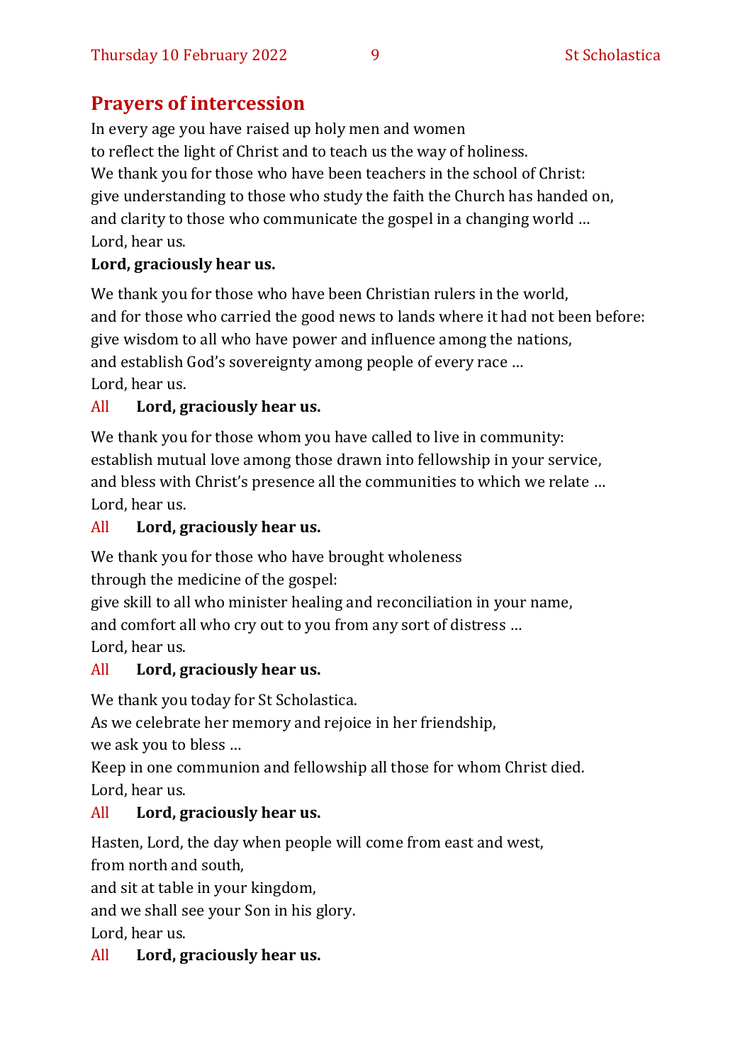## Prayers of intercession

In every age you have raised up holy men and women
to reflect the light of Christ and to teach us the way of holiness.
We thank you for those who have been teachers in the school of Christ:
give understanding to those who study the faith the Church has handed on,
and clarity to those who communicate the gospel in a changing world …
Lord, hear us.
**Lord, graciously hear us.**

We thank you for those who have been Christian rulers in the world,
and for those who carried the good news to lands where it had not been before:
give wisdom to all who have power and influence among the nations,
and establish God's sovereignty among people of every race …
Lord, hear us.
All **Lord, graciously hear us.**

We thank you for those whom you have called to live in community:
establish mutual love among those drawn into fellowship in your service,
and bless with Christ's presence all the communities to which we relate …
Lord, hear us.
All **Lord, graciously hear us.**

We thank you for those who have brought wholeness
through the medicine of the gospel:
give skill to all who minister healing and reconciliation in your name,
and comfort all who cry out to you from any sort of distress …
Lord, hear us.
All **Lord, graciously hear us.**

We thank you today for St Scholastica.
As we celebrate her memory and rejoice in her friendship,
we ask you to bless …
Keep in one communion and fellowship all those for whom Christ died.
Lord, hear us.
All **Lord, graciously hear us.**

Hasten, Lord, the day when people will come from east and west,
from north and south,
and sit at table in your kingdom,
and we shall see your Son in his glory.
Lord, hear us.
All **Lord, graciously hear us.**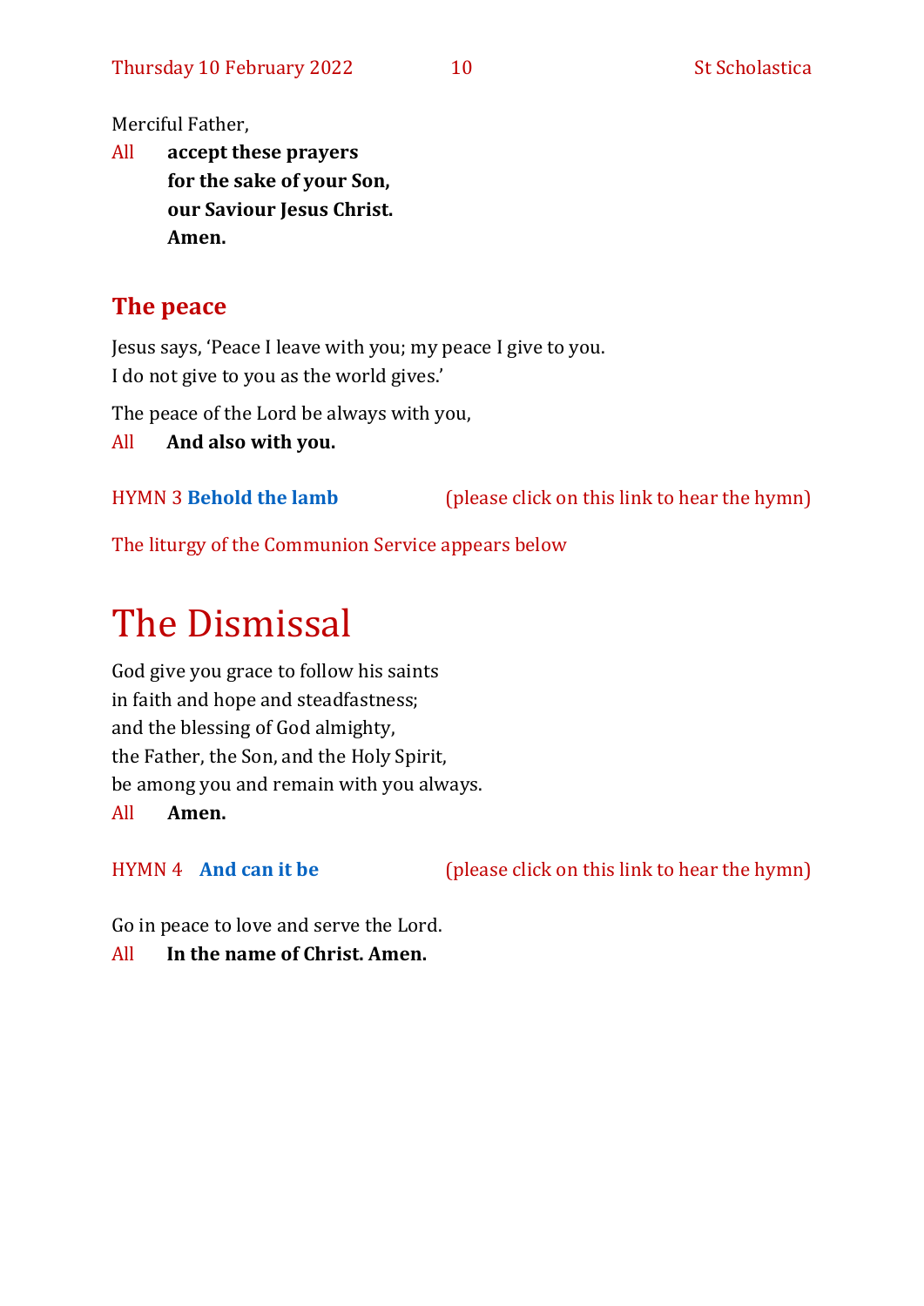Merciful Father,

All **accept these prayers**
**for the sake of your Son,**
**our Saviour Jesus Christ.**
**Amen.**

## The peace

Jesus says, 'Peace I leave with you; my peace I give to you.
I do not give to you as the world gives.'

The peace of the Lord be always with you,

All **And also with you.**

HYMN 3 **Behold the lamb** (please click on this link to hear the hymn)

The liturgy of the Communion Service appears below

# The Dismissal

God give you grace to follow his saints
in faith and hope and steadfastness;
and the blessing of God almighty,
the Father, the Son, and the Holy Spirit,
be among you and remain with you always.

All **Amen.**

HYMN 4 **And can it be** (please click on this link to hear the hymn)

Go in peace to love and serve the Lord.

All **In the name of Christ. Amen.**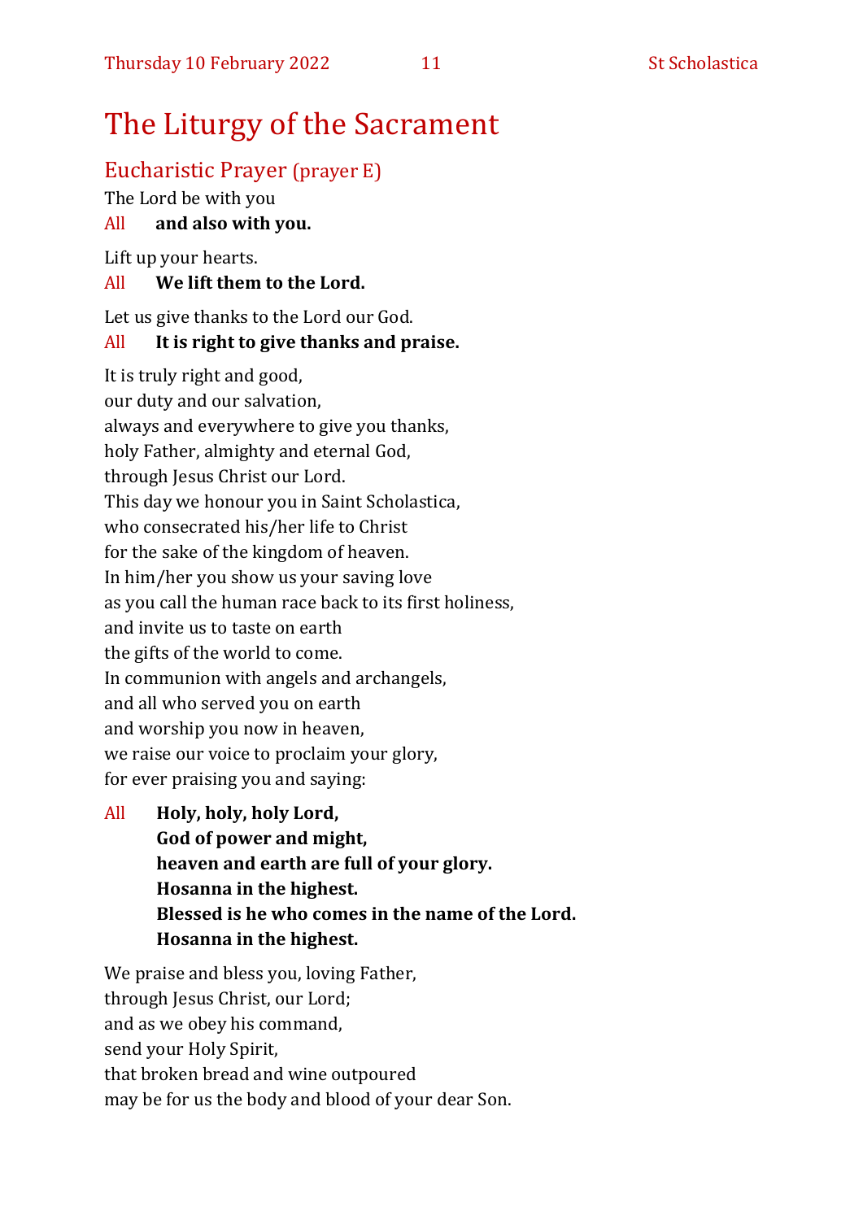# The Liturgy of the Sacrament

## Eucharistic Prayer (prayer E)

The Lord be with you

All **and also with you.**

Lift up your hearts.

All **We lift them to the Lord.**

Let us give thanks to the Lord our God.

All **It is right to give thanks and praise.**

It is truly right and good,
our duty and our salvation,
always and everywhere to give you thanks,
holy Father, almighty and eternal God,
through Jesus Christ our Lord.
This day we honour you in Saint Scholastica,
who consecrated his/her life to Christ
for the sake of the kingdom of heaven.
In him/her you show us your saving love
as you call the human race back to its first holiness,
and invite us to taste on earth
the gifts of the world to come.
In communion with angels and archangels,
and all who served you on earth
and worship you now in heaven,
we raise our voice to proclaim your glory,
for ever praising you and saying:

All **Holy, holy, holy Lord,**
**God of power and might,**
**heaven and earth are full of your glory.**
**Hosanna in the highest.**
**Blessed is he who comes in the name of the Lord.**
**Hosanna in the highest.**

We praise and bless you, loving Father,
through Jesus Christ, our Lord;
and as we obey his command,
send your Holy Spirit,
that broken bread and wine outpoured
may be for us the body and blood of your dear Son.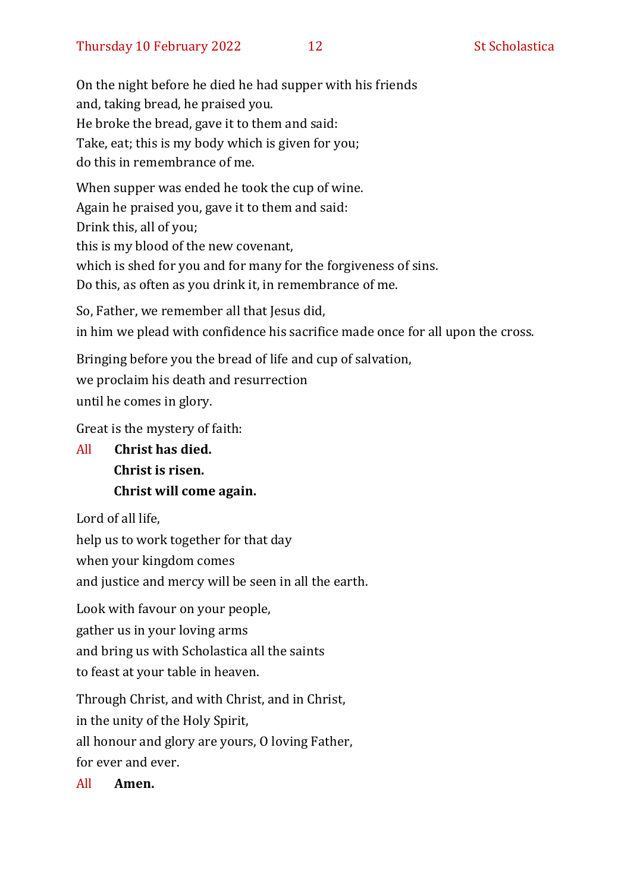On the night before he died he had supper with his friends
and, taking bread, he praised you.
He broke the bread, gave it to them and said:
Take, eat; this is my body which is given for you;
do this in remembrance of me.

When supper was ended he took the cup of wine.
Again he praised you, gave it to them and said:
Drink this, all of you;
this is my blood of the new covenant,
which is shed for you and for many for the forgiveness of sins.
Do this, as often as you drink it, in remembrance of me.

So, Father, we remember all that Jesus did,
in him we plead with confidence his sacrifice made once for all upon the cross.

Bringing before you the bread of life and cup of salvation,
we proclaim his death and resurrection
until he comes in glory.

Great is the mystery of faith:

All **Christ has died.**
**Christ is risen.**
**Christ will come again.**

Lord of all life,
help us to work together for that day
when your kingdom comes
and justice and mercy will be seen in all the earth.

Look with favour on your people,
gather us in your loving arms
and bring us with Scholastica all the saints
to feast at your table in heaven.

Through Christ, and with Christ, and in Christ,
in the unity of the Holy Spirit,
all honour and glory are yours, O loving Father,
for ever and ever.

All **Amen.**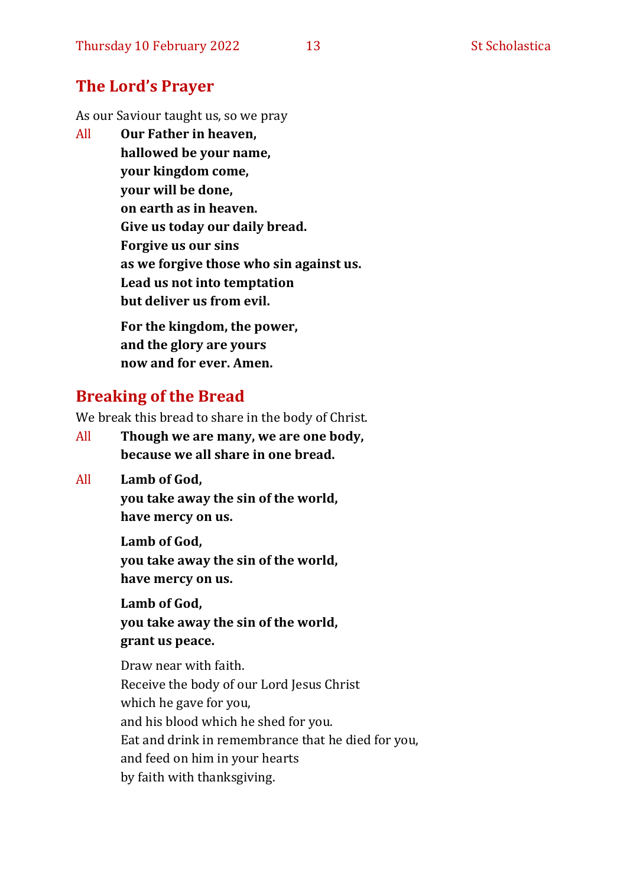## The Lord's Prayer

As our Saviour taught us, so we pray

All **Our Father in heaven,**
**hallowed be your name,**
**your kingdom come,**
**your will be done,**
**on earth as in heaven.**
**Give us today our daily bread.**
**Forgive us our sins**
**as we forgive those who sin against us.**
**Lead us not into temptation**
**but deliver us from evil.**

**For the kingdom, the power,**
**and the glory are yours**
**now and for ever. Amen.**

## Breaking of the Bread

We break this bread to share in the body of Christ.

All **Though we are many, we are one body,**
**because we all share in one bread.**

All **Lamb of God,**
**you take away the sin of the world,**
**have mercy on us.**

**Lamb of God,**
**you take away the sin of the world,**
**have mercy on us.**

**Lamb of God,**
**you take away the sin of the world,**
**grant us peace.**

Draw near with faith.
Receive the body of our Lord Jesus Christ
which he gave for you,
and his blood which he shed for you.
Eat and drink in remembrance that he died for you,
and feed on him in your hearts
by faith with thanksgiving.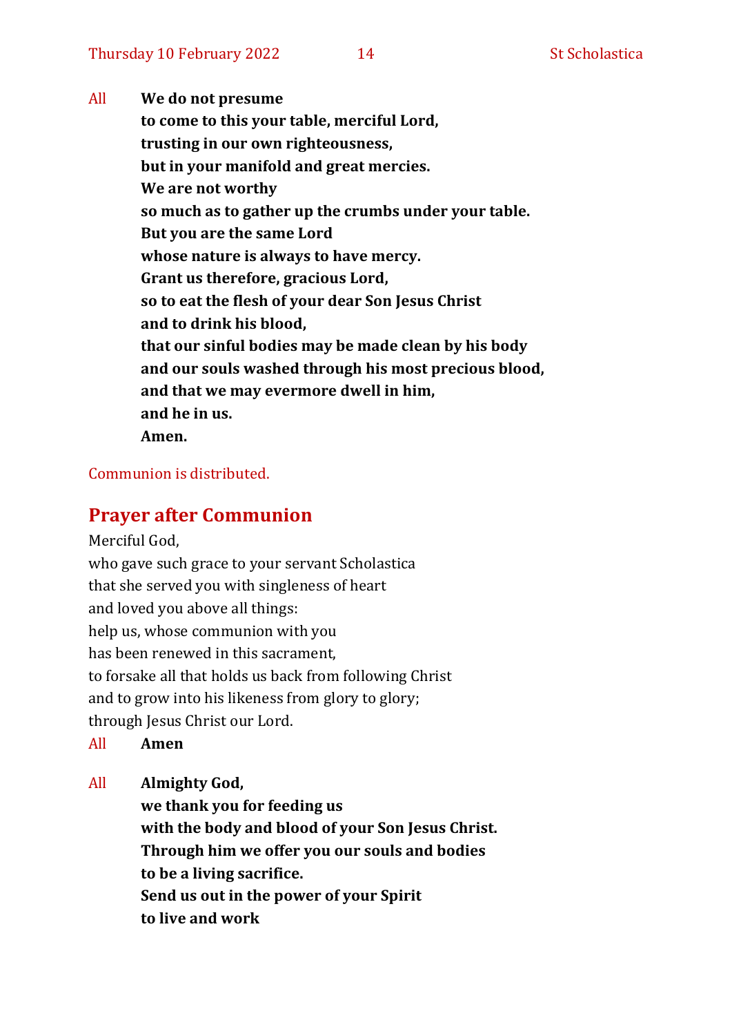All **We do not presume**
**to come to this your table, merciful Lord,**
**trusting in our own righteousness,**
**but in your manifold and great mercies.**
**We are not worthy**
**so much as to gather up the crumbs under your table.**
**But you are the same Lord**
**whose nature is always to have mercy.**
**Grant us therefore, gracious Lord,**
**so to eat the flesh of your dear Son Jesus Christ**
**and to drink his blood,**
**that our sinful bodies may be made clean by his body**
**and our souls washed through his most precious blood,**
**and that we may evermore dwell in him,**
**and he in us.**
**Amen.**

Communion is distributed.

## Prayer after Communion

Merciful God,
who gave such grace to your servant Scholastica
that she served you with singleness of heart
and loved you above all things:
help us, whose communion with you
has been renewed in this sacrament,
to forsake all that holds us back from following Christ
and to grow into his likeness from glory to glory;
through Jesus Christ our Lord.

All **Amen**

All **Almighty God,**
**we thank you for feeding us**
**with the body and blood of your Son Jesus Christ.**
**Through him we offer you our souls and bodies**
**to be a living sacrifice.**
**Send us out in the power of your Spirit**
**to live and work**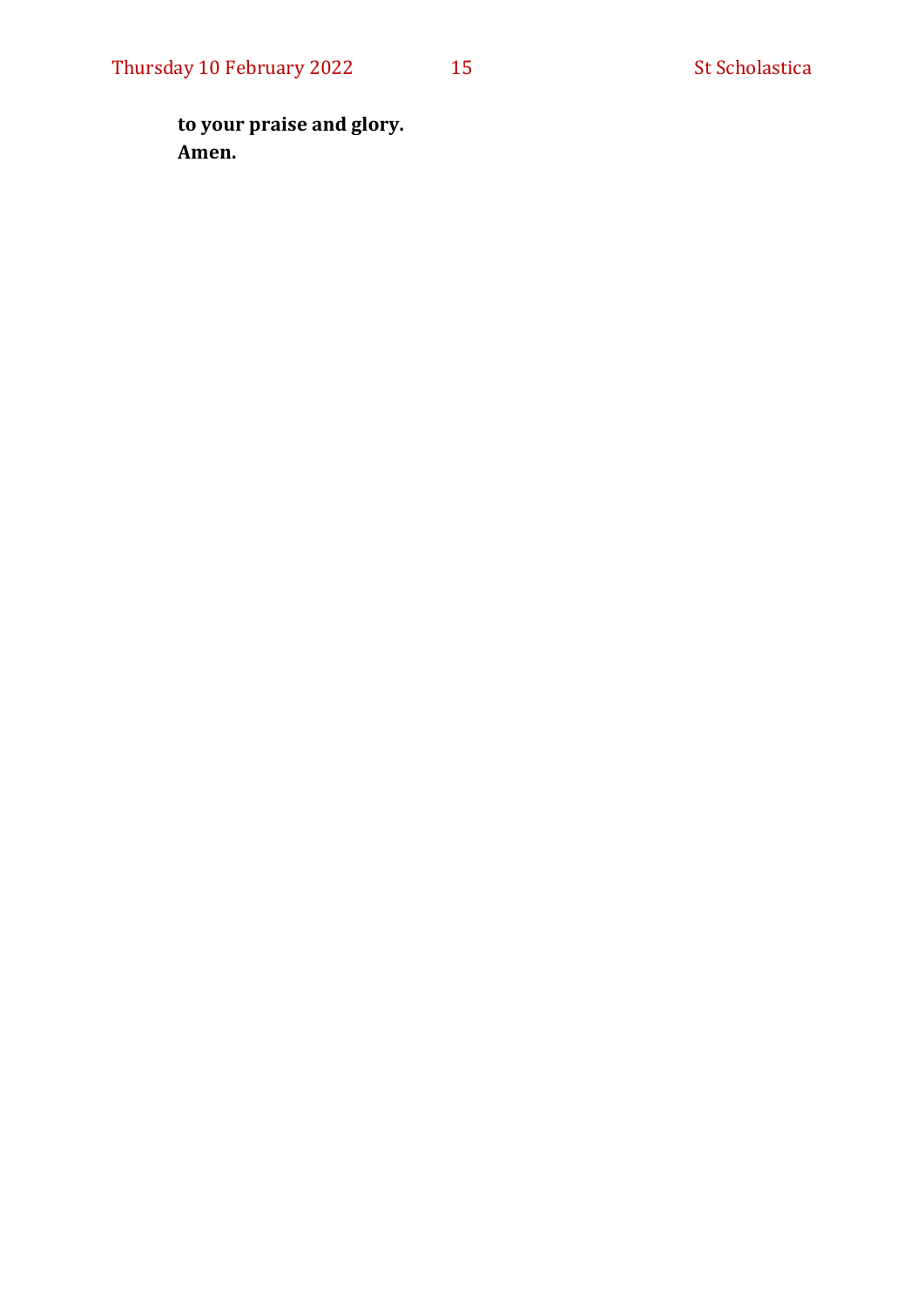**to your praise and glory.**
**Amen.**